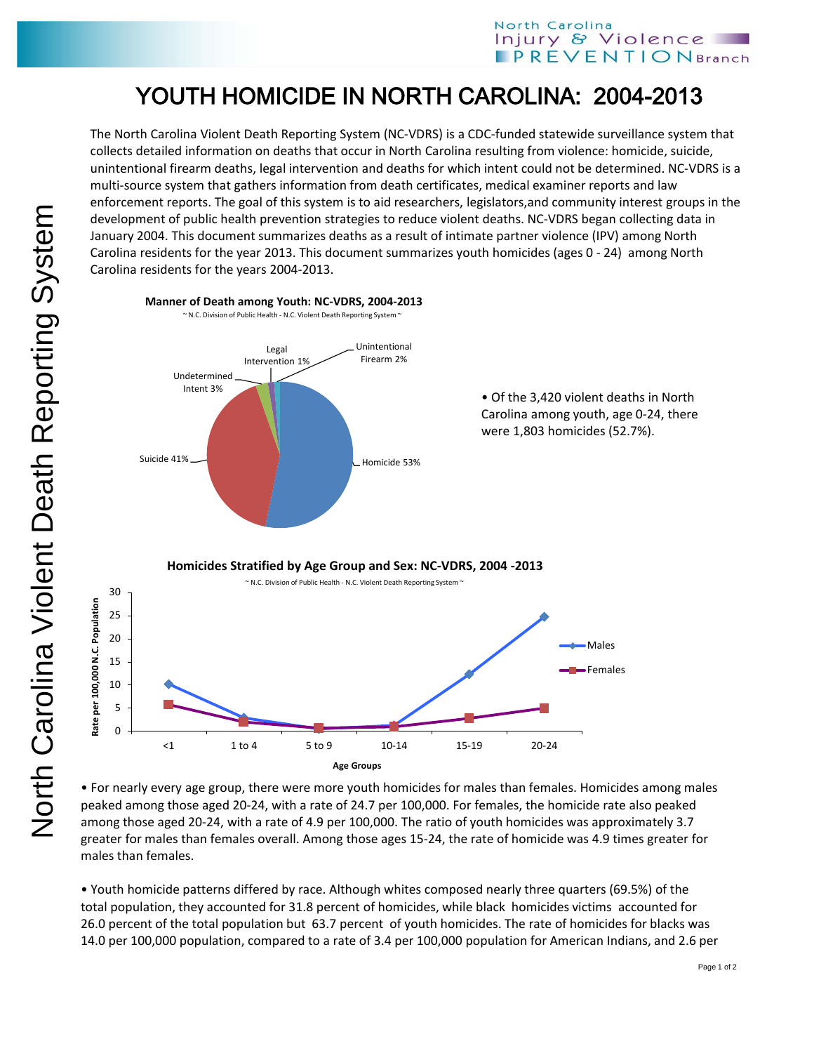# YOUTH HOMICIDE IN NORTH CAROLINA: 2004-2013

The North Carolina Violent Death Reporting System (NC-VDRS) is a CDC-funded statewide surveillance system that collects detailed information on deaths that occur in North Carolina resulting from violence: homicide, suicide, unintentional firearm deaths, legal intervention and deaths for which intent could not be determined. NC-VDRS is a multi-source system that gathers information from death certificates, medical examiner reports and law enforcement reports. The goal of this system is to aid researchers, legislators,and community interest groups in the development of public health prevention strategies to reduce violent deaths. NC-VDRS began collecting data in January 2004. This document summarizes deaths as a result of intimate partner violence (IPV) among North Carolina residents for the year 2013. This document summarizes youth homicides (ages 0 - 24) among North Carolina residents for the years 2004-2013.

**Manner of Death among Youth: NC-VDRS, 2004-2013**

~ N.C. Division of Public Health - N.C. Violent Death Reporting System ~

| Manner of Death | Percent |
|---|---|
| Homicide | 53% |
| Suicide | 41% |
| Undetermined Intent | 3% |
| Unintentional Firearm | 2% |
| Legal Intervention | 1% |

- Of the 3,420 violent deaths in North Carolina among youth, age 0-24, there were 1,803 homicides (52.7%).

**Homicides Stratified by Age Group and Sex: NC-VDRS, 2004 -2013**

~ N.C. Division of Public Health - N.C. Violent Death Reporting System ~

Rate per 100,000 N.C. Population, by Age Groups (approximate values read from chart):

| Age Group | Males | Females |
|---|---|---|
| <1 | 10.2 | 5.7 |
| 1 to 4 | 2.9 | 2.0 |
| 5 to 9 | 0.6 | 0.7 |
| 10-14 | 1.3 | 1.0 |
| 15-19 | 12.3 | 2.8 |
| 20-24 | 24.7 | 4.9 |

- For nearly every age group, there were more youth homicides for males than females. Homicides among males peaked among those aged 20-24, with a rate of 24.7 per 100,000. For females, the homicide rate also peaked among those aged 20-24, with a rate of 4.9 per 100,000. The ratio of youth homicides was approximately 3.7 greater for males than females overall. Among those ages 15-24, the rate of homicide was 4.9 times greater for males than females.

- Youth homicide patterns differed by race. Although whites composed nearly three quarters (69.5%) of the total population, they accounted for 31.8 percent of homicides, while black homicides victims accounted for 26.0 percent of the total population but 63.7 percent of youth homicides. The rate of homicides for blacks was 14.0 per 100,000 population, compared to a rate of 3.4 per 100,000 population for American Indians, and 2.6 per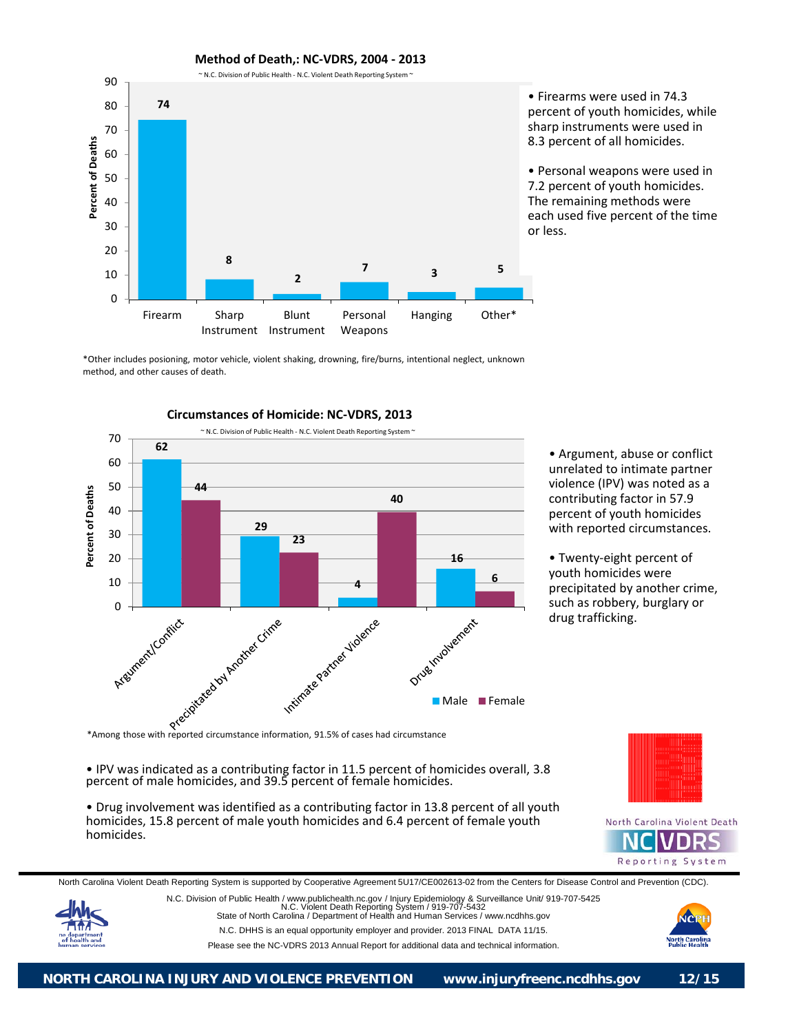## Method of Death,: NC-VDRS, 2004 - 2013

~ N.C. Division of Public Health - N.C. Violent Death Reporting System ~

Percent of Deaths

90
80
70
60
50
40
30
20
10
0

74
8
2
7
3
5

Firearm
Sharp Instrument
Blunt Instrument
Personal Weapons
Hanging
Other*

*Other includes posioning, motor vehicle, violent shaking, drowning, fire/burns, intentional neglect, unknown method, and other causes of death.

- Firearms were used in 74.3 percent of youth homicides, while sharp instruments were used in 8.3 percent of all homicides.
- Personal weapons were used in 7.2 percent of youth homicides. The remaining methods were each used five percent of the time or less.

## Circumstances of Homicide: NC-VDRS, 2013

~ N.C. Division of Public Health - N.C. Violent Death Reporting System ~

Percent of Deaths

70
60
50
40
30
20
10
0

62
44
29
23
4
40
16
6

Argument/Conflict
Precipitated by Another Crime
Intimate Partner Violence
Drug Involvement

Male
Female

*Among those with reported circumstance information, 91.5% of cases had circumstance

- Argument, abuse or conflict unrelated to intimate partner violence (IPV) was noted as a contributing factor in 57.9 percent of youth homicides with reported circumstances.
- Twenty-eight percent of youth homicides were precipitated by another crime, such as robbery, burglary or drug trafficking.

- IPV was indicated as a contributing factor in 11.5 percent of homicides overall, 3.8 percent of male homicides, and 39.5 percent of female homicides.
- Drug involvement was identified as a contributing factor in 13.8 percent of all youth homicides, 15.8 percent of male youth homicides and 6.4 percent of female youth homicides.

North Carolina Violent Death Reporting System

North Carolina Violent Death Reporting System is supported by Cooperative Agreement 5U17/CE002613-02 from the Centers for Disease Control and Prevention (CDC).

N.C. Division of Public Health / www.publichealth.nc.gov / Injury Epidemiology & Surveillance Unit/ 919-707-5425
N.C. Violent Death Reporting System / 919-707-5432
State of North Carolina / Department of Health and Human Services / www.ncdhhs.gov
N.C. DHHS is an equal opportunity employer and provider. 2013 FINAL DATA 11/15.
Please see the NC-VDRS 2013 Annual Report for additional data and technical information.

NORTH CAROLINA INJURY AND VIOLENCE PREVENTION www.injuryfreenc.ncdhhs.gov 12/15